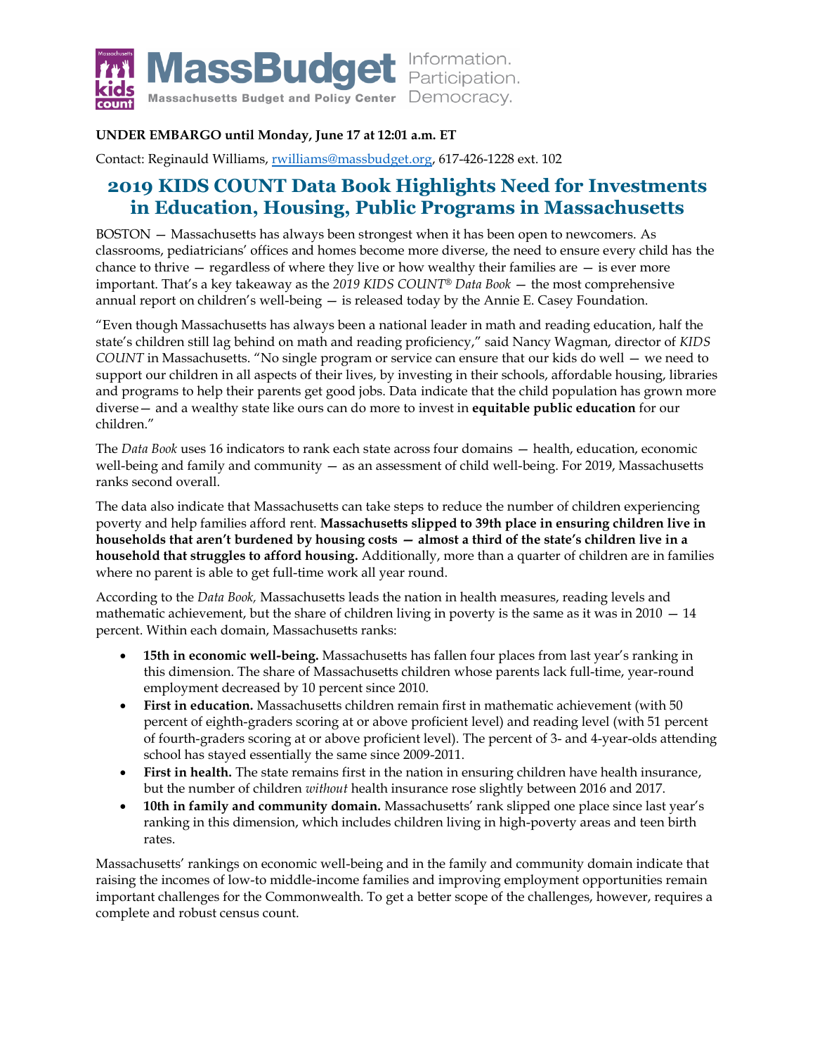MassBudget — Massachusetts Budget and Policy Center — Information. Participation. Democracy.

**UNDER EMBARGO until Monday, June 17 at 12:01 a.m. ET**

Contact: Reginauld Williams, rwilliams@massbudget.org, 617-426-1228 ext. 102

# 2019 KIDS COUNT Data Book Highlights Need for Investments in Education, Housing, Public Programs in Massachusetts

BOSTON — Massachusetts has always been strongest when it has been open to newcomers. As classrooms, pediatricians' offices and homes become more diverse, the need to ensure every child has the chance to thrive — regardless of where they live or how wealthy their families are — is ever more important. That's a key takeaway as the *2019 KIDS COUNT® Data Book* — the most comprehensive annual report on children's well-being — is released today by the Annie E. Casey Foundation.

"Even though Massachusetts has always been a national leader in math and reading education, half the state's children still lag behind on math and reading proficiency," said Nancy Wagman, director of *KIDS COUNT* in Massachusetts. "No single program or service can ensure that our kids do well — we need to support our children in all aspects of their lives, by investing in their schools, affordable housing, libraries and programs to help their parents get good jobs. Data indicate that the child population has grown more diverse— and a wealthy state like ours can do more to invest in **equitable public education** for our children."

The *Data Book* uses 16 indicators to rank each state across four domains — health, education, economic well-being and family and community — as an assessment of child well-being. For 2019, Massachusetts ranks second overall.

The data also indicate that Massachusetts can take steps to reduce the number of children experiencing poverty and help families afford rent. **Massachusetts slipped to 39th place in ensuring children live in households that aren't burdened by housing costs — almost a third of the state's children live in a household that struggles to afford housing.** Additionally, more than a quarter of children are in families where no parent is able to get full-time work all year round.

According to the *Data Book,* Massachusetts leads the nation in health measures, reading levels and mathematic achievement, but the share of children living in poverty is the same as it was in 2010 — 14 percent. Within each domain, Massachusetts ranks:

- **15th in economic well-being.** Massachusetts has fallen four places from last year's ranking in this dimension. The share of Massachusetts children whose parents lack full-time, year-round employment decreased by 10 percent since 2010.
- **First in education.** Massachusetts children remain first in mathematic achievement (with 50 percent of eighth-graders scoring at or above proficient level) and reading level (with 51 percent of fourth-graders scoring at or above proficient level). The percent of 3- and 4-year-olds attending school has stayed essentially the same since 2009-2011.
- **First in health.** The state remains first in the nation in ensuring children have health insurance, but the number of children *without* health insurance rose slightly between 2016 and 2017.
- **10th in family and community domain.** Massachusetts' rank slipped one place since last year's ranking in this dimension, which includes children living in high-poverty areas and teen birth rates.

Massachusetts' rankings on economic well-being and in the family and community domain indicate that raising the incomes of low-to middle-income families and improving employment opportunities remain important challenges for the Commonwealth. To get a better scope of the challenges, however, requires a complete and robust census count.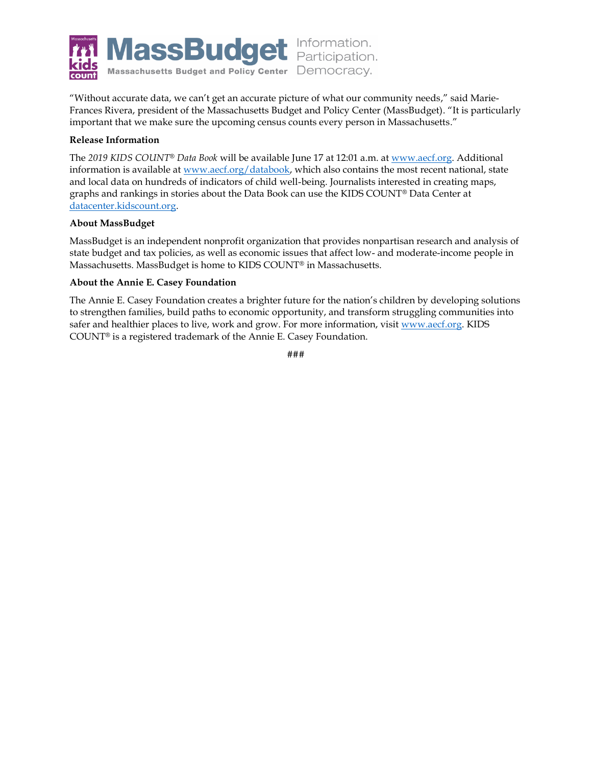"Without accurate data, we can't get an accurate picture of what our community needs," said Marie-Frances Rivera, president of the Massachusetts Budget and Policy Center (MassBudget). "It is particularly important that we make sure the upcoming census counts every person in Massachusetts."

**Release Information**

The *2019 KIDS COUNT® Data Book* will be available June 17 at 12:01 a.m. at www.aecf.org. Additional information is available at www.aecf.org/databook, which also contains the most recent national, state and local data on hundreds of indicators of child well-being. Journalists interested in creating maps, graphs and rankings in stories about the Data Book can use the KIDS COUNT® Data Center at datacenter.kidscount.org.

**About MassBudget**

MassBudget is an independent nonprofit organization that provides nonpartisan research and analysis of state budget and tax policies, as well as economic issues that affect low- and moderate-income people in Massachusetts. MassBudget is home to KIDS COUNT® in Massachusetts.

**About the Annie E. Casey Foundation**

The Annie E. Casey Foundation creates a brighter future for the nation's children by developing solutions to strengthen families, build paths to economic opportunity, and transform struggling communities into safer and healthier places to live, work and grow. For more information, visit www.aecf.org. KIDS COUNT® is a registered trademark of the Annie E. Casey Foundation.

###